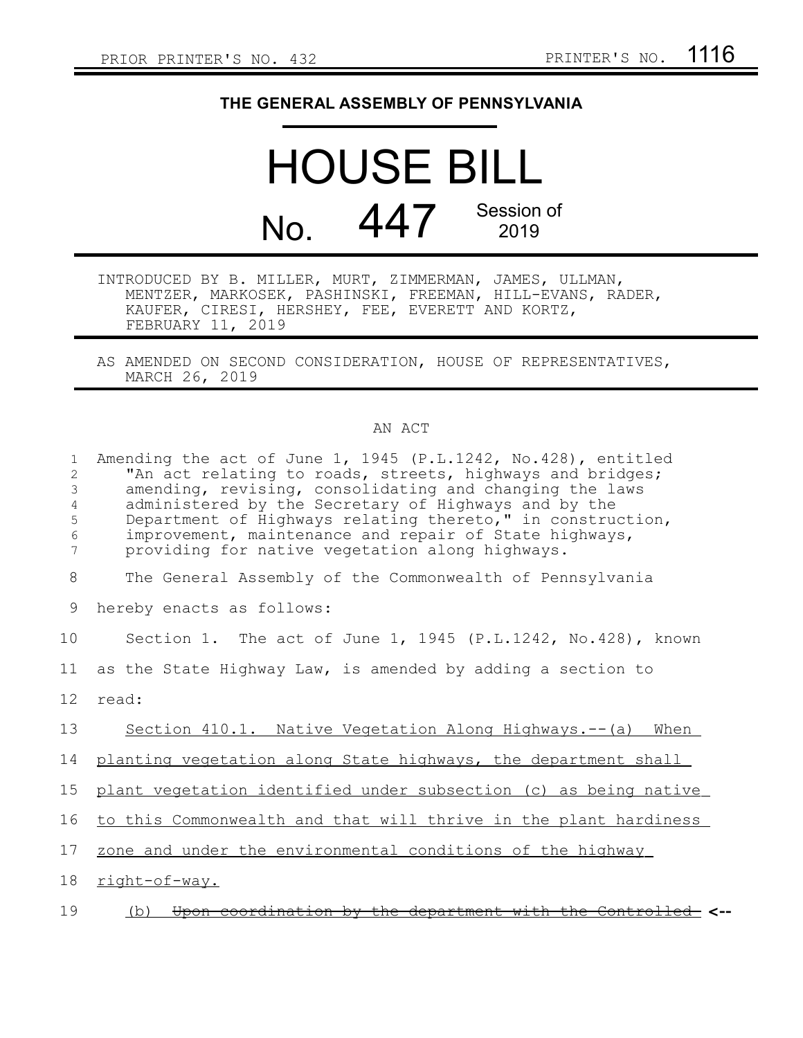PRIOR PRINTER'S NO. 432 PRINTER'S NO. 1116

# THE GENERAL ASSEMBLY OF PENNSYLVANIA

# HOUSE BILL

## No. 447 Session of 2019

INTRODUCED BY B. MILLER, MURT, ZIMMERMAN, JAMES, ULLMAN, MENTZER, MARKOSEK, PASHINSKI, FREEMAN, HILL-EVANS, RADER, KAUFER, CIRESI, HERSHEY, FEE, EVERETT AND KORTZ, FEBRUARY 11, 2019

AS AMENDED ON SECOND CONSIDERATION, HOUSE OF REPRESENTATIVES, MARCH 26, 2019

AN ACT

Amending the act of June 1, 1945 (P.L.1242, No.428), entitled "An act relating to roads, streets, highways and bridges; amending, revising, consolidating and changing the laws administered by the Secretary of Highways and by the Department of Highways relating thereto," in construction, improvement, maintenance and repair of State highways, providing for native vegetation along highways.

The General Assembly of the Commonwealth of Pennsylvania hereby enacts as follows:

Section 1. The act of June 1, 1945 (P.L.1242, No.428), known as the State Highway Law, is amended by adding a section to read:

<u>Section 410.1. Native Vegetation Along Highways.--(a) When planting vegetation along State highways, the department shall plant vegetation identified under subsection (c) as being native to this Commonwealth and that will thrive in the plant hardiness zone and under the environmental conditions of the highway right-of-way.</u>

<u>(b)</u> ~~Upon coordination by the department with the Controlled~~ <--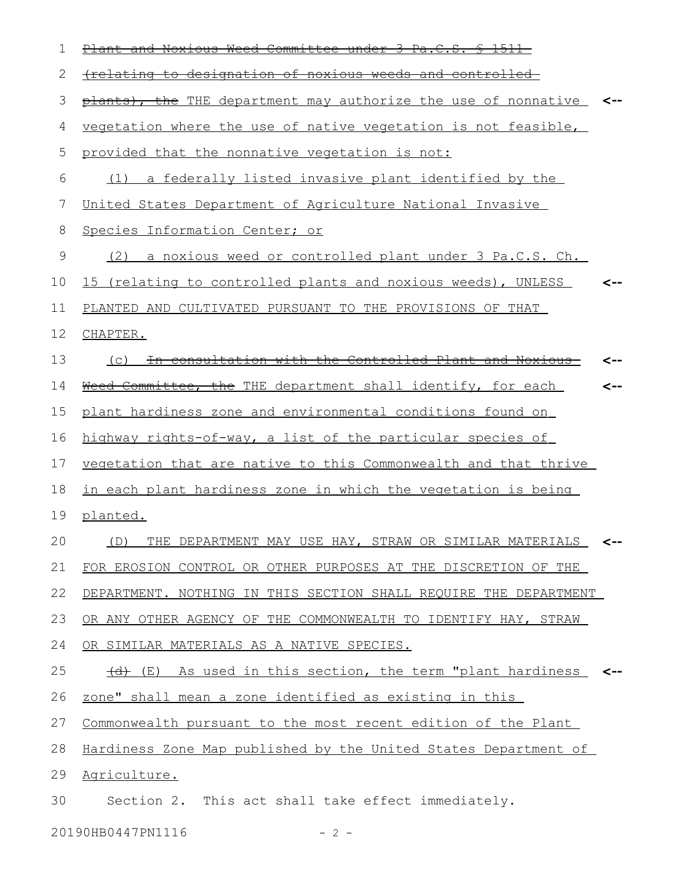~~Plant and Noxious Weed Committee under 3 Pa.C.S. § 1511 (relating to designation of noxious weeds and controlled plants), the~~ THE department may authorize the use of nonnative vegetation where the use of native vegetation is not feasible, provided that the nonnative vegetation is not:

(1) a federally listed invasive plant identified by the United States Department of Agriculture National Invasive Species Information Center; or

(2) a noxious weed or controlled plant under 3 Pa.C.S. Ch. 15 (relating to controlled plants and noxious weeds), UNLESS PLANTED AND CULTIVATED PURSUANT TO THE PROVISIONS OF THAT CHAPTER.

(c) ~~In consultation with the Controlled Plant and Noxious Weed Committee, the~~ THE department shall identify, for each plant hardiness zone and environmental conditions found on highway rights-of-way, a list of the particular species of vegetation that are native to this Commonwealth and that thrive in each plant hardiness zone in which the vegetation is being planted.

(D) THE DEPARTMENT MAY USE HAY, STRAW OR SIMILAR MATERIALS FOR EROSION CONTROL OR OTHER PURPOSES AT THE DISCRETION OF THE DEPARTMENT. NOTHING IN THIS SECTION SHALL REQUIRE THE DEPARTMENT OR ANY OTHER AGENCY OF THE COMMONWEALTH TO IDENTIFY HAY, STRAW OR SIMILAR MATERIALS AS A NATIVE SPECIES.

~~(d)~~ (E) As used in this section, the term "plant hardiness zone" shall mean a zone identified as existing in this Commonwealth pursuant to the most recent edition of the Plant Hardiness Zone Map published by the United States Department of Agriculture.

Section 2. This act shall take effect immediately.